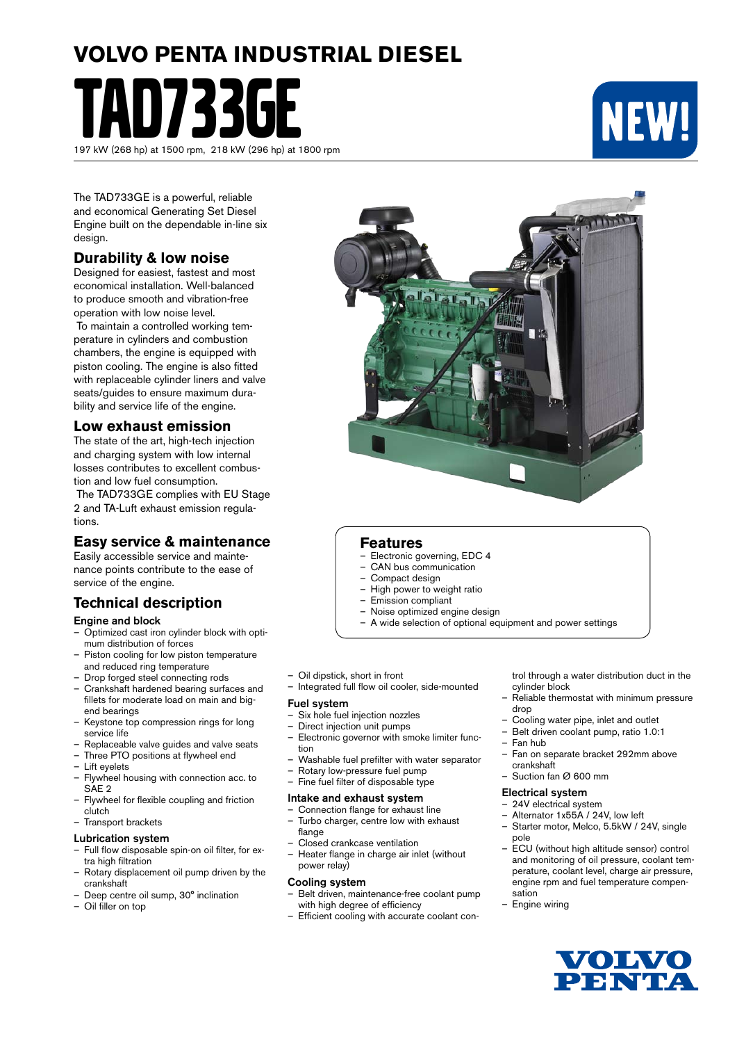# VOLVO PENTA INDUSTRIAL DIESEL

# TAD733GE

197 kW (268 hp) at 1500 rpm, 218 kW (296 hp) at 1800 rpm

NEW!

The TAD733GE is a powerful, reliable and economical Generating Set Diesel Engine built on the dependable in-line six design.

## Durability & low noise

Designed for easiest, fastest and most economical installation. Well-balanced to produce smooth and vibration-free operation with low noise level.

To maintain a controlled working temperature in cylinders and combustion chambers, the engine is equipped with piston cooling. The engine is also fitted with replaceable cylinder liners and valve seats/guides to ensure maximum durability and service life of the engine.

## Low exhaust emission

The state of the art, high-tech injection and charging system with low internal losses contributes to excellent combustion and low fuel consumption.

The TAD733GE complies with EU Stage 2 and TA-Luft exhaust emission regulations.

## Easy service & maintenance

Easily accessible service and maintenance points contribute to the ease of service of the engine.

## Features

- Electronic governing, EDC 4
- CAN bus communication
- Compact design
- High power to weight ratio
- Emission compliant
- Noise optimized engine design
- A wide selection of optional equipment and power settings

## Technical description

### Engine and block

- Optimized cast iron cylinder block with optimum distribution of forces
- Piston cooling for low piston temperature and reduced ring temperature
- Drop forged steel connecting rods
- Crankshaft hardened bearing surfaces and fillets for moderate load on main and big-end bearings
- Keystone top compression rings for long service life
- Replaceable valve guides and valve seats
- Three PTO positions at flywheel end
- Lift eyelets
- Flywheel housing with connection acc. to SAE 2
- Flywheel for flexible coupling and friction clutch
- Transport brackets

### Lubrication system

- Full flow disposable spin-on oil filter, for extra high filtration
- Rotary displacement oil pump driven by the crankshaft
- Deep centre oil sump, 30° inclination
- Oil filler on top
- Oil dipstick, short in front
- Integrated full flow oil cooler, side-mounted

### Fuel system

- Six hole fuel injection nozzles
- Direct injection unit pumps
- Electronic governor with smoke limiter function
- Washable fuel prefilter with water separator
- Rotary low-pressure fuel pump
- Fine fuel filter of disposable type

### Intake and exhaust system

- Connection flange for exhaust line
- Turbo charger, centre low with exhaust flange
- Closed crankcase ventilation
- Heater flange in charge air inlet (without power relay)

### Cooling system

- Belt driven, maintenance-free coolant pump with high degree of efficiency
- Efficient cooling with accurate coolant control through a water distribution duct in the cylinder block
- Reliable thermostat with minimum pressure drop
- Cooling water pipe, inlet and outlet
- Belt driven coolant pump, ratio 1.0:1
- Fan hub
- Fan on separate bracket 292mm above crankshaft
- Suction fan Ø 600 mm

### Electrical system

- 24V electrical system
- Alternator 1x55A / 24V, low left
- Starter motor, Melco, 5.5kW / 24V, single pole
- ECU (without high altitude sensor) control and monitoring of oil pressure, coolant temperature, coolant level, charge air pressure, engine rpm and fuel temperature compensation
- Engine wiring

VOLVO PENTA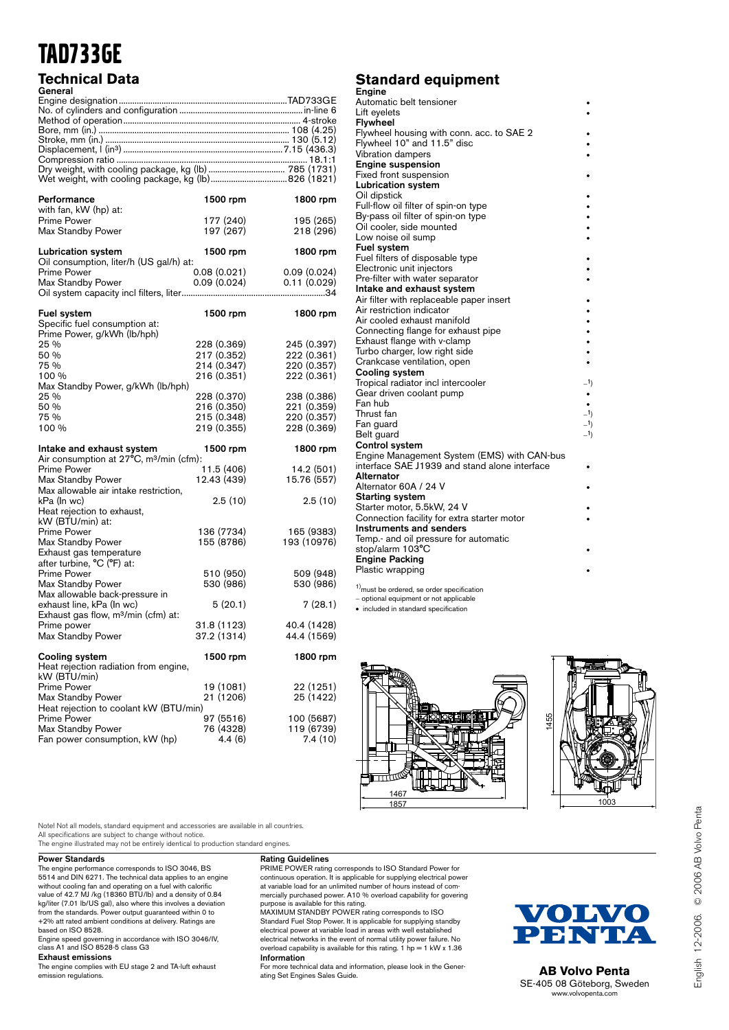# TAD733GE

## Technical Data

### General

| | |
|---|---|
| Engine designation | TAD733GE |
| No. of cylinders and configuration | in-line 6 |
| Method of operation | 4-stroke |
| Bore, mm (in.) | 108 (4.25) |
| Stroke, mm (in.) | 130 (5.12) |
| Displacement, l ($in^3$) | 7.15 (436.3) |
| Compression ratio | 18.1:1 |
| Dry weight, with cooling package, kg (lb) | 785 (1731) |
| Wet weight, with cooling package, kg (lb) | 826 (1821) |

| Performance | 1500 rpm | 1800 rpm |
|---|---|---|
| with fan, kW (hp) at: | | |
| Prime Power | 177 (240) | 195 (265) |
| Max Standby Power | 197 (267) | 218 (296) |

| Lubrication system | 1500 rpm | 1800 rpm |
|---|---|---|
| Oil consumption, liter/h (US gal/h) at: | | |
| Prime Power | 0.08 (0.021) | 0.09 (0.024) |
| Max Standby Power | 0.09 (0.024) | 0.11 (0.029) |
| Oil system capacity incl filters, liter | | 34 |

| Fuel system | 1500 rpm | 1800 rpm |
|---|---|---|
| Specific fuel consumption at: | | |
| Prime Power, g/kWh (lb/hph) | | |
| 25 % | 228 (0.369) | 245 (0.397) |
| 50 % | 217 (0.352) | 222 (0.361) |
| 75 % | 214 (0.347) | 220 (0.357) |
| 100 % | 216 (0.351) | 222 (0.361) |
| Max Standby Power, g/kWh (lb/hph) | | |
| 25 % | 228 (0.370) | 238 (0.386) |
| 50 % | 216 (0.350) | 221 (0.359) |
| 75 % | 215 (0.348) | 220 (0.357) |
| 100 % | 219 (0.355) | 228 (0.369) |

| Intake and exhaust system | 1500 rpm | 1800 rpm |
|---|---|---|
| Air consumption at 27°C, $m^3$/min (cfm): | | |
| Prime Power | 11.5 (406) | 14.2 (501) |
| Max Standby Power | 12.43 (439) | 15.76 (557) |
| Max allowable air intake restriction, kPa (In wc) | 2.5 (10) | 2.5 (10) |
| Heat rejection to exhaust, kW (BTU/min) at: | | |
| Prime Power | 136 (7734) | 165 (9383) |
| Max Standby Power | 155 (8786) | 193 (10976) |
| Exhaust gas temperature after turbine, °C (°F) at: | | |
| Prime Power | 510 (950) | 509 (948) |
| Max Standby Power | 530 (986) | 530 (986) |
| Max allowable back-pressure in exhaust line, kPa (In wc) | 5 (20.1) | 7 (28.1) |
| Exhaust gas flow, $m^3$/min (cfm) at: | | |
| Prime power | 31.8 (1123) | 40.4 (1428) |
| Max Standby Power | 37.2 (1314) | 44.4 (1569) |

| Cooling system | 1500 rpm | 1800 rpm |
|---|---|---|
| Heat rejection radiation from engine, kW (BTU/min) | | |
| Prime Power | 19 (1081) | 22 (1251) |
| Max Standby Power | 21 (1206) | 25 (1422) |
| Heat rejection to coolant kW (BTU/min) | | |
| Prime Power | 97 (5516) | 100 (5687) |
| Max Standby Power | 76 (4328) | 119 (6739) |
| Fan power consumption, kW (hp) | 4.4 (6) | 7.4 (10) |

## Standard equipment

| | |
|---|---|
| **Engine** | |
| Automatic belt tensioner | • |
| Lift eyelets | • |
| **Flywheel** | |
| Flywheel housing with conn. acc. to SAE 2 | • |
| Flywheel 10" and 11.5" disc | • |
| Vibration dampers | • |
| **Engine suspension** | |
| Fixed front suspension | • |
| **Lubrication system** | |
| Oil dipstick | • |
| Full-flow oil filter of spin-on type | • |
| By-pass oil filter of spin-on type | • |
| Oil cooler, side mounted | • |
| Low noise oil sump | • |
| **Fuel system** | |
| Fuel filters of disposable type | • |
| Electronic unit injectors | • |
| Pre-filter with water separator | • |
| **Intake and exhaust system** | |
| Air filter with replaceable paper insert | • |
| Air restriction indicator | • |
| Air cooled exhaust manifold | • |
| Connecting flange for exhaust pipe | • |
| Exhaust flange with v-clamp | • |
| Turbo charger, low right side | • |
| Crankcase ventilation, open | • |
| **Cooling system** | |
| Tropical radiator incl intercooler | –[1] |
| Gear driven coolant pump | • |
| Fan hub | • |
| Thrust fan | –[1] |
| Fan guard | –[1] |
| Belt guard | –[1] |
| **Control system** | |
| Engine Management System (EMS) with CAN-bus interface SAE J1939 and stand alone interface | • |
| **Alternator** | |
| Alternator 60A / 24 V | • |
| **Starting system** | |
| Starter motor, 5.5kW, 24 V | • |
| Connection facility for extra starter motor | • |
| **Instruments and senders** | |
| Temp.- and oil pressure for automatic stop/alarm 103°C | • |
| **Engine Packing** | |
| Plastic wrapping | • |

[1] must be ordered, se order specification
– optional equipment or not applicable
• included in standard specification

1455
1467
1857
1003

Note! Not all models, standard equipment and accessories are available in all countries.
All specifications are subject to change without notice.
The engine illustrated may not be entirely identical to production standard engines.

### Power Standards

The engine performance corresponds to ISO 3046, BS 5514 and DIN 6271. The technical data applies to an engine without cooling fan and operating on a fuel with calorific value of 42.7 MJ /kg (18360 BTU/lb) and a density of 0.84 kg/liter (7.01 lb/US gal), also where this involves a deviation from the standards. Power output guaranteed within 0 to +2% att rated ambient conditions at delivery. Ratings are based on ISO 8528.

Engine speed governing in accordance with ISO 3046/IV, class A1 and ISO 8528-5 class G3

### Exhaust emissions

The engine complies with EU stage 2 and TA-luft exhaust emission regulations.

### Rating Guidelines

PRIME POWER rating corresponds to ISO Standard Power for continuous operation. It is applicable for supplying electrical power at variable load for an unlimited number of hours instead of commercially purchased power. A10 % overload capability for governing purpose is available for this rating.

MAXIMUM STANDBY POWER rating corresponds to ISO Standard Fuel Stop Power. It is applicable for supplying standby electrical power at variable load in areas with well established electrical networks in the event of normal utility power failure. No overload capability is available for this rating. 1 hp = 1 kW x 1.36

### Information

For more technical data and information, please look in the Generating Set Engines Sales Guide.

VOLVO PENTA

**AB Volvo Penta**
SE-405 08 Göteborg, Sweden
www.volvopenta.com

English 12-2006. © 2006 AB Volvo Penta